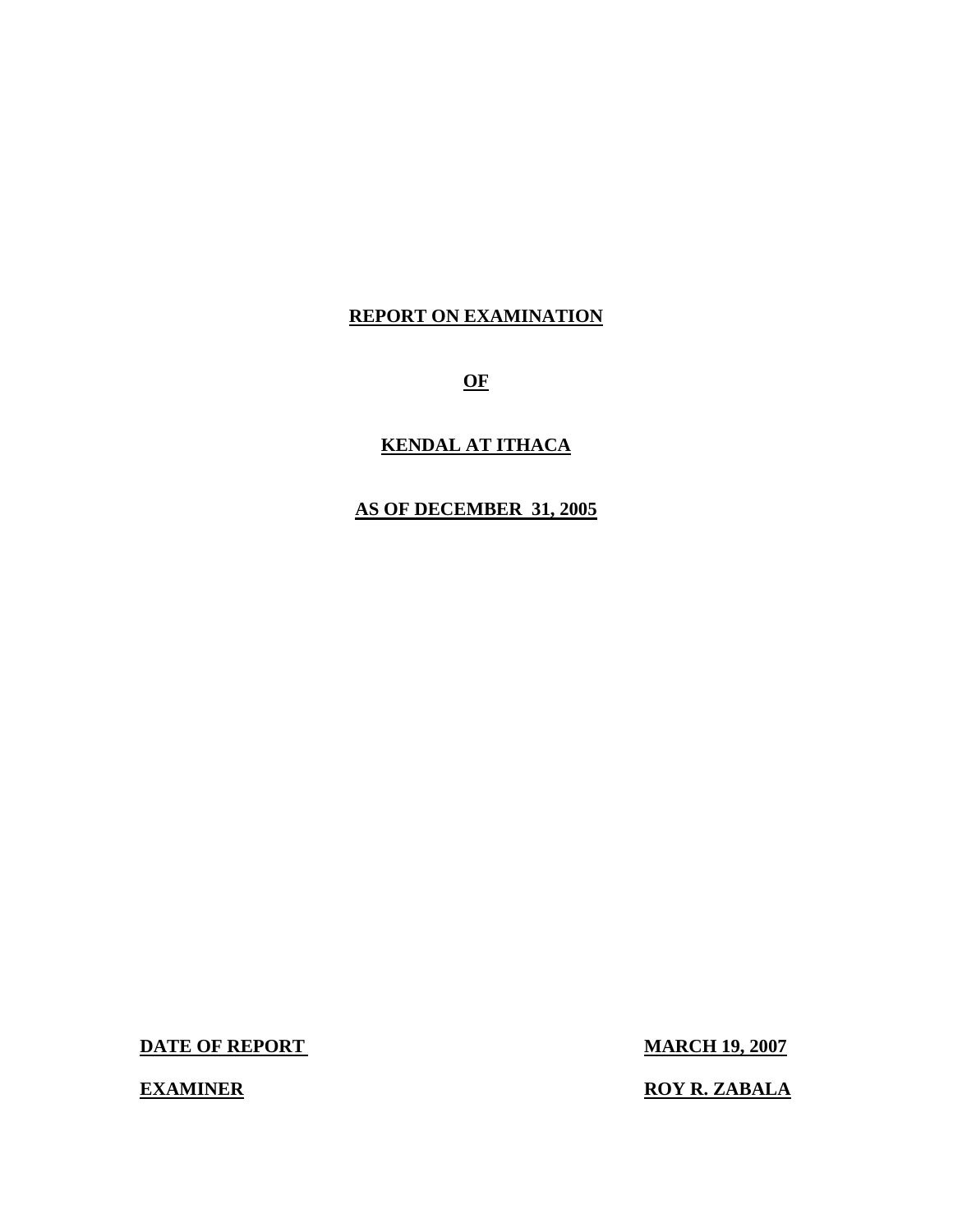# REPORT ON EXAMINATION

# OF

# KENDAL AT ITHACA

# AS OF DECEMBER 31, 2005

**DATE OF REPORT** **MARCH 19, 2007**

**EXAMINER** **ROY R. ZABALA**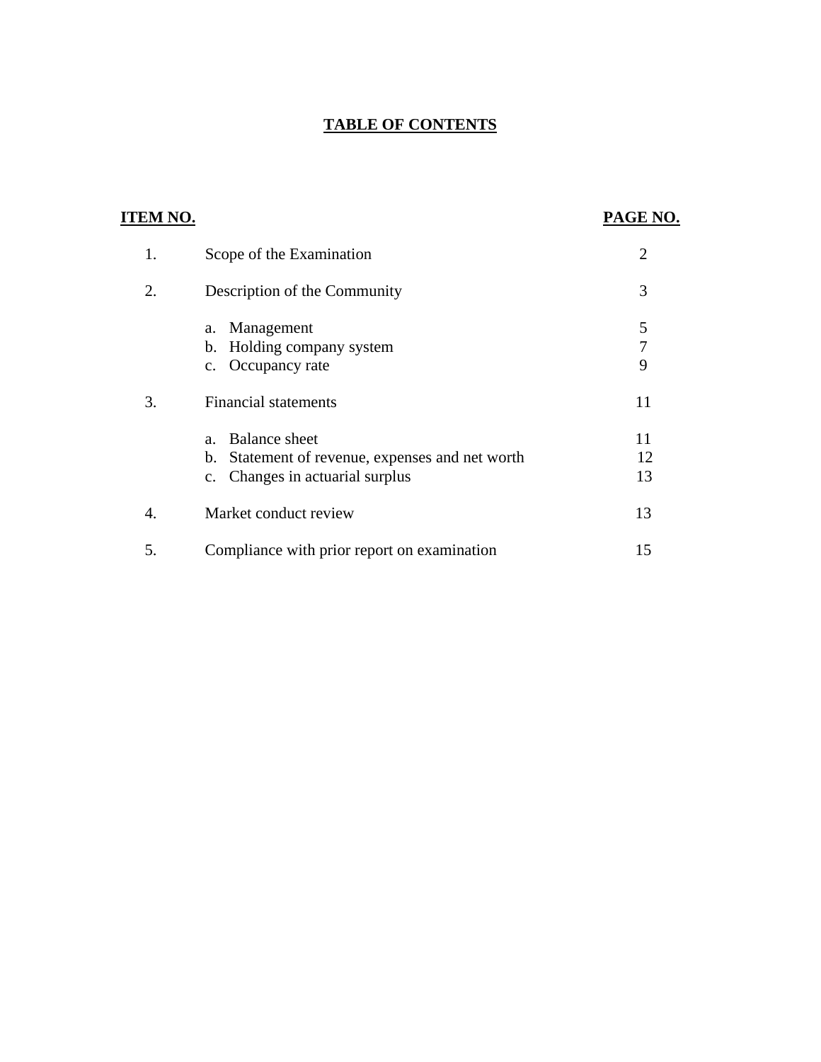## TABLE OF CONTENTS

| ITEM NO. | | PAGE NO. |
|---|---|---|
| 1. | Scope of the Examination | 2 |
| 2. | Description of the Community | 3 |
| | a. Management | 5 |
| | b. Holding company system | 7 |
| | c. Occupancy rate | 9 |
| 3. | Financial statements | 11 |
| | a. Balance sheet | 11 |
| | b. Statement of revenue, expenses and net worth | 12 |
| | c. Changes in actuarial surplus | 13 |
| 4. | Market conduct review | 13 |
| 5. | Compliance with prior report on examination | 15 |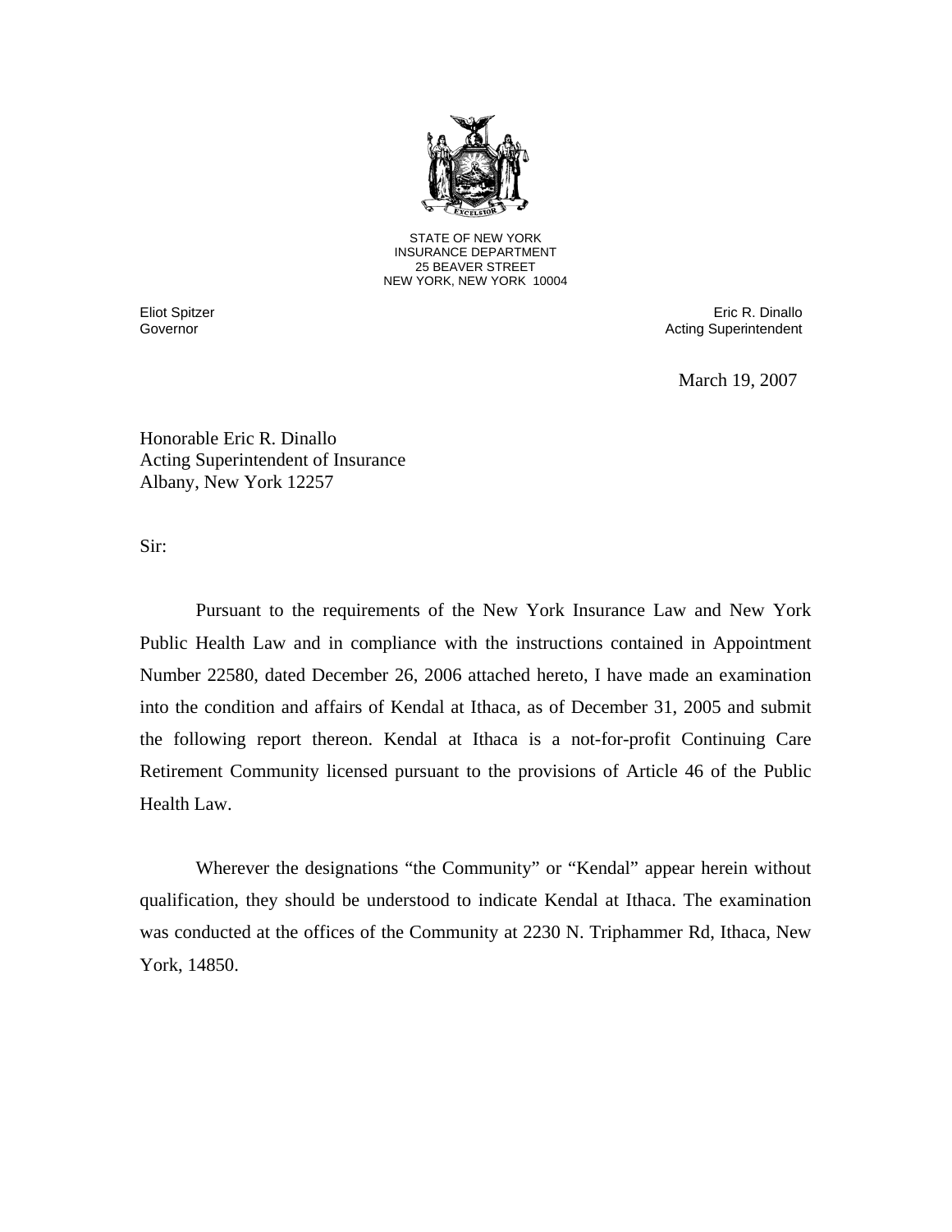STATE OF NEW YORK
INSURANCE DEPARTMENT
25 BEAVER STREET
NEW YORK, NEW YORK 10004

Eliot Spitzer
Governor

Eric R. Dinallo
Acting Superintendent

March 19, 2007

Honorable Eric R. Dinallo
Acting Superintendent of Insurance
Albany, New York 12257

Sir:

Pursuant to the requirements of the New York Insurance Law and New York Public Health Law and in compliance with the instructions contained in Appointment Number 22580, dated December 26, 2006 attached hereto, I have made an examination into the condition and affairs of Kendal at Ithaca, as of December 31, 2005 and submit the following report thereon. Kendal at Ithaca is a not-for-profit Continuing Care Retirement Community licensed pursuant to the provisions of Article 46 of the Public Health Law.

Wherever the designations "the Community" or "Kendal" appear herein without qualification, they should be understood to indicate Kendal at Ithaca. The examination was conducted at the offices of the Community at 2230 N. Triphammer Rd, Ithaca, New York, 14850.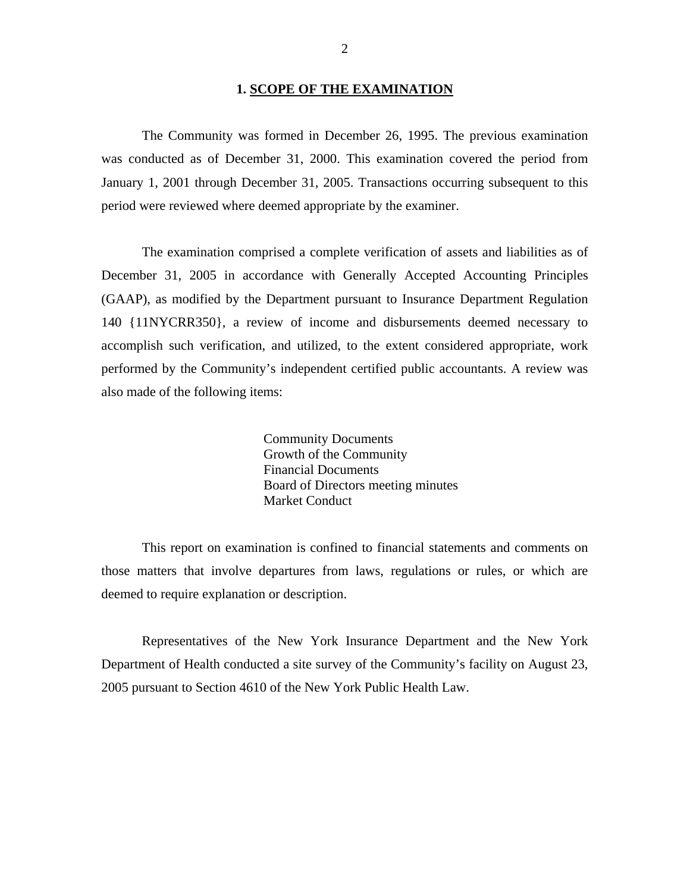## 1. SCOPE OF THE EXAMINATION

The Community was formed in December 26, 1995. The previous examination was conducted as of December 31, 2000. This examination covered the period from January 1, 2001 through December 31, 2005. Transactions occurring subsequent to this period were reviewed where deemed appropriate by the examiner.

The examination comprised a complete verification of assets and liabilities as of December 31, 2005 in accordance with Generally Accepted Accounting Principles (GAAP), as modified by the Department pursuant to Insurance Department Regulation 140 {11NYCRR350}, a review of income and disbursements deemed necessary to accomplish such verification, and utilized, to the extent considered appropriate, work performed by the Community's independent certified public accountants. A review was also made of the following items:

Community Documents
Growth of the Community
Financial Documents
Board of Directors meeting minutes
Market Conduct

This report on examination is confined to financial statements and comments on those matters that involve departures from laws, regulations or rules, or which are deemed to require explanation or description.

Representatives of the New York Insurance Department and the New York Department of Health conducted a site survey of the Community's facility on August 23, 2005 pursuant to Section 4610 of the New York Public Health Law.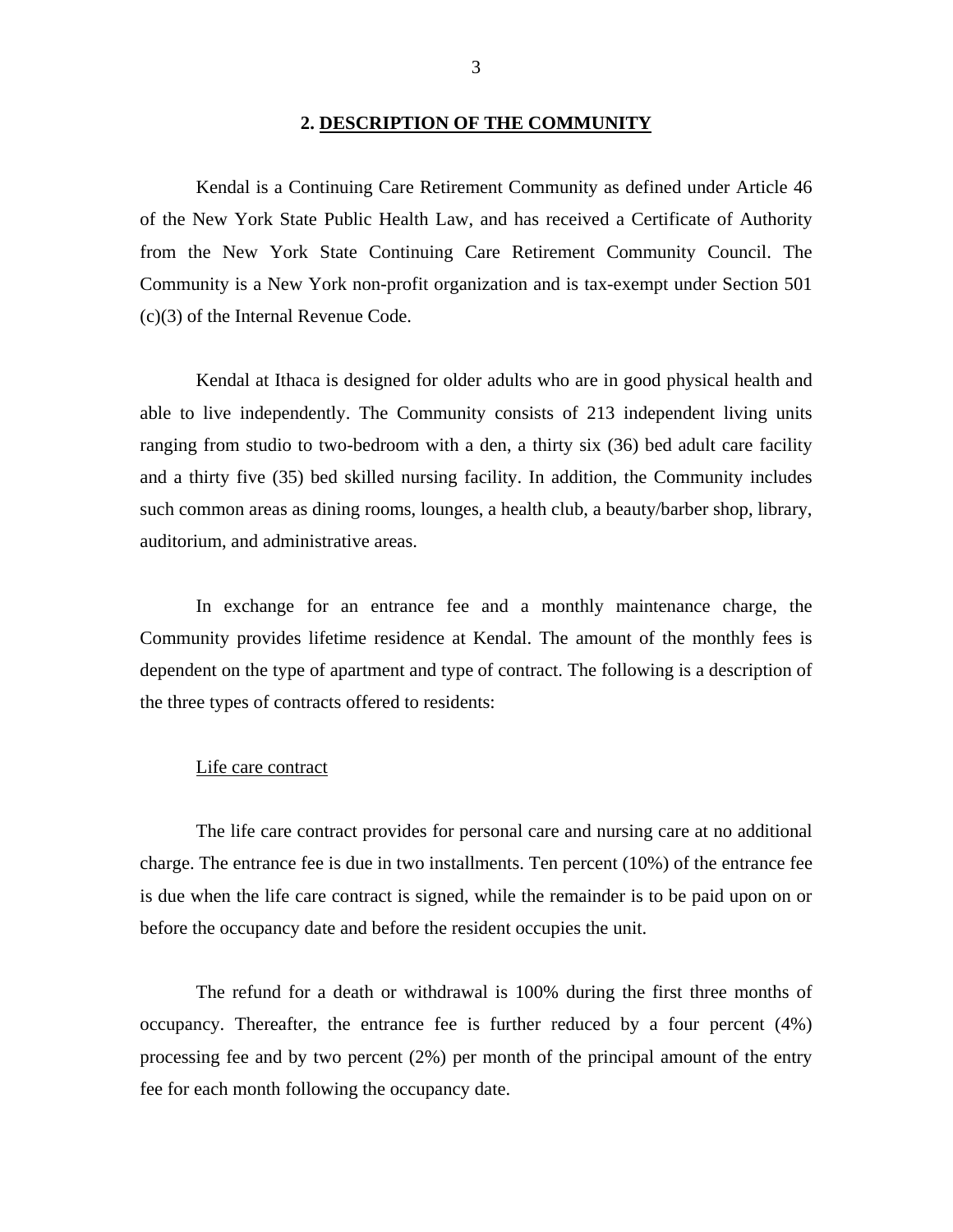## 2. DESCRIPTION OF THE COMMUNITY

Kendal is a Continuing Care Retirement Community as defined under Article 46 of the New York State Public Health Law, and has received a Certificate of Authority from the New York State Continuing Care Retirement Community Council. The Community is a New York non-profit organization and is tax-exempt under Section 501 (c)(3) of the Internal Revenue Code.

Kendal at Ithaca is designed for older adults who are in good physical health and able to live independently. The Community consists of 213 independent living units ranging from studio to two-bedroom with a den, a thirty six (36) bed adult care facility and a thirty five (35) bed skilled nursing facility. In addition, the Community includes such common areas as dining rooms, lounges, a health club, a beauty/barber shop, library, auditorium, and administrative areas.

In exchange for an entrance fee and a monthly maintenance charge, the Community provides lifetime residence at Kendal. The amount of the monthly fees is dependent on the type of apartment and type of contract. The following is a description of the three types of contracts offered to residents:

Life care contract

The life care contract provides for personal care and nursing care at no additional charge. The entrance fee is due in two installments. Ten percent (10%) of the entrance fee is due when the life care contract is signed, while the remainder is to be paid upon on or before the occupancy date and before the resident occupies the unit.

The refund for a death or withdrawal is 100% during the first three months of occupancy. Thereafter, the entrance fee is further reduced by a four percent (4%) processing fee and by two percent (2%) per month of the principal amount of the entry fee for each month following the occupancy date.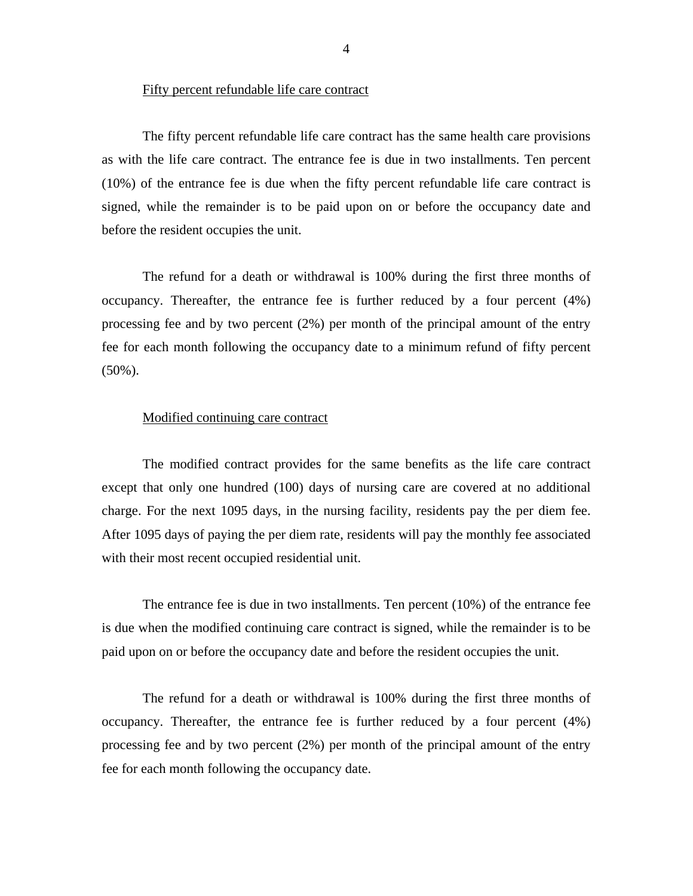<u>Fifty percent refundable life care contract</u>

The fifty percent refundable life care contract has the same health care provisions as with the life care contract. The entrance fee is due in two installments. Ten percent (10%) of the entrance fee is due when the fifty percent refundable life care contract is signed, while the remainder is to be paid upon on or before the occupancy date and before the resident occupies the unit.

The refund for a death or withdrawal is 100% during the first three months of occupancy. Thereafter, the entrance fee is further reduced by a four percent (4%) processing fee and by two percent (2%) per month of the principal amount of the entry fee for each month following the occupancy date to a minimum refund of fifty percent (50%).

<u>Modified continuing care contract</u>

The modified contract provides for the same benefits as the life care contract except that only one hundred (100) days of nursing care are covered at no additional charge. For the next 1095 days, in the nursing facility, residents pay the per diem fee. After 1095 days of paying the per diem rate, residents will pay the monthly fee associated with their most recent occupied residential unit.

The entrance fee is due in two installments. Ten percent (10%) of the entrance fee is due when the modified continuing care contract is signed, while the remainder is to be paid upon on or before the occupancy date and before the resident occupies the unit.

The refund for a death or withdrawal is 100% during the first three months of occupancy. Thereafter, the entrance fee is further reduced by a four percent (4%) processing fee and by two percent (2%) per month of the principal amount of the entry fee for each month following the occupancy date.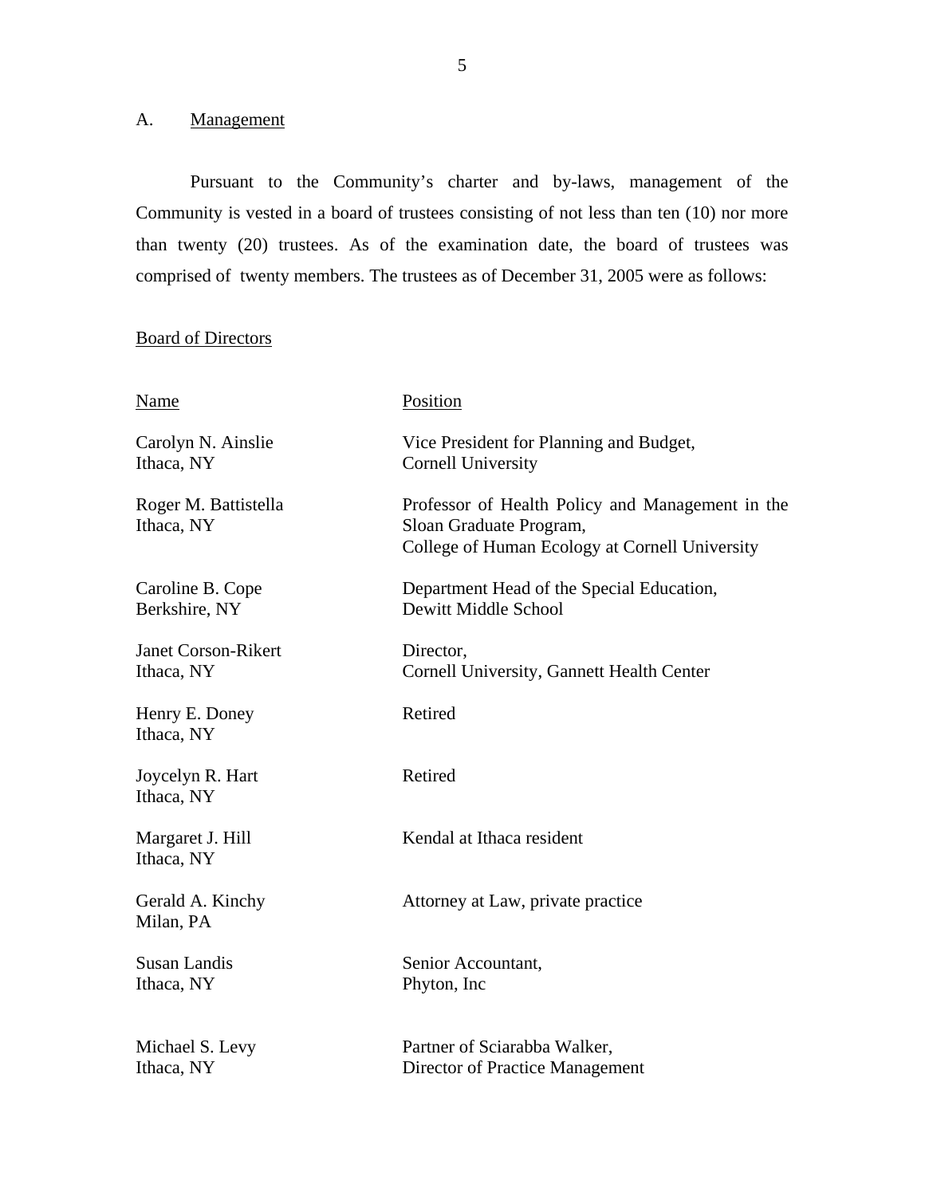## A. Management

Pursuant to the Community's charter and by-laws, management of the Community is vested in a board of trustees consisting of not less than ten (10) nor more than twenty (20) trustees. As of the examination date, the board of trustees was comprised of twenty members. The trustees as of December 31, 2005 were as follows:

### Board of Directors

| Name | Position |
| --- | --- |
| Carolyn N. Ainslie<br>Ithaca, NY | Vice President for Planning and Budget,<br>Cornell University |
| Roger M. Battistella<br>Ithaca, NY | Professor of Health Policy and Management in the Sloan Graduate Program,<br>College of Human Ecology at Cornell University |
| Caroline B. Cope<br>Berkshire, NY | Department Head of the Special Education,<br>Dewitt Middle School |
| Janet Corson-Rikert<br>Ithaca, NY | Director,<br>Cornell University, Gannett Health Center |
| Henry E. Doney<br>Ithaca, NY | Retired |
| Joycelyn R. Hart<br>Ithaca, NY | Retired |
| Margaret J. Hill<br>Ithaca, NY | Kendal at Ithaca resident |
| Gerald A. Kinchy<br>Milan, PA | Attorney at Law, private practice |
| Susan Landis<br>Ithaca, NY | Senior Accountant,<br>Phyton, Inc |
| Michael S. Levy<br>Ithaca, NY | Partner of Sciarabba Walker,<br>Director of Practice Management |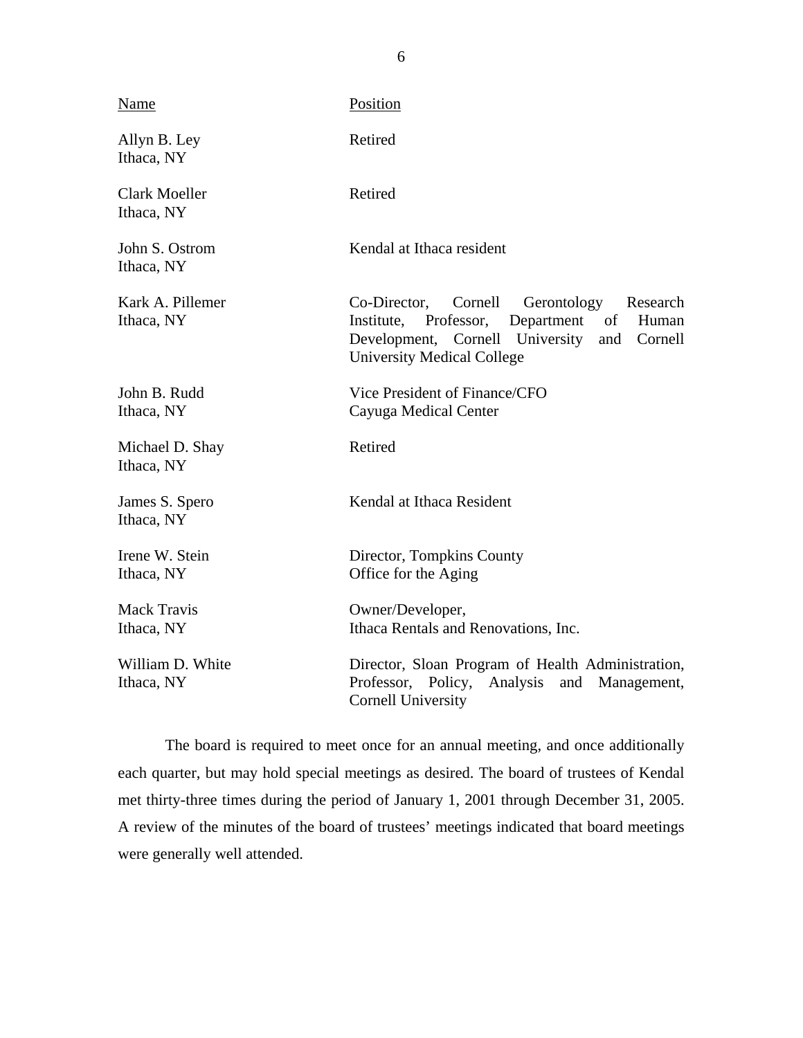| Name | Position |
|---|---|
| Allyn B. Ley<br>Ithaca, NY | Retired |
| Clark Moeller<br>Ithaca, NY | Retired |
| John S. Ostrom<br>Ithaca, NY | Kendal at Ithaca resident |
| Kark A. Pillemer<br>Ithaca, NY | Co-Director, Cornell Gerontology Research Institute, Professor, Department of Human Development, Cornell University and Cornell University Medical College |
| John B. Rudd<br>Ithaca, NY | Vice President of Finance/CFO<br>Cayuga Medical Center |
| Michael D. Shay<br>Ithaca, NY | Retired |
| James S. Spero<br>Ithaca, NY | Kendal at Ithaca Resident |
| Irene W. Stein<br>Ithaca, NY | Director, Tompkins County<br>Office for the Aging |
| Mack Travis<br>Ithaca, NY | Owner/Developer,<br>Ithaca Rentals and Renovations, Inc. |
| William D. White<br>Ithaca, NY | Director, Sloan Program of Health Administration, Professor, Policy, Analysis and Management, Cornell University |

The board is required to meet once for an annual meeting, and once additionally each quarter, but may hold special meetings as desired. The board of trustees of Kendal met thirty-three times during the period of January 1, 2001 through December 31, 2005. A review of the minutes of the board of trustees' meetings indicated that board meetings were generally well attended.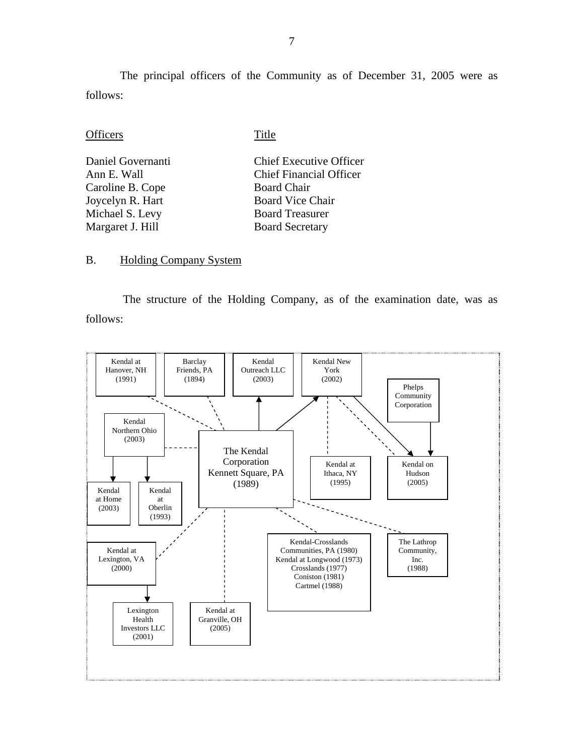The principal officers of the Community as of December 31, 2005 were as follows:

| Officers | Title |
|---|---|
| Daniel Governanti | Chief Executive Officer |
| Ann E. Wall | Chief Financial Officer |
| Caroline B. Cope | Board Chair |
| Joycelyn R. Hart | Board Vice Chair |
| Michael S. Levy | Board Treasurer |
| Margaret J. Hill | Board Secretary |

B. Holding Company System

The structure of the Holding Company, as of the examination date, was as follows:

Kendal at Hanover, NH (1991)

Barclay Friends, PA (1894)

Kendal Outreach LLC (2003)

Kendal New York (2002)

Phelps Community Corporation

Kendal Northern Ohio (2003)

The Kendal Corporation Kennett Square, PA (1989)

Kendal at Ithaca, NY (1995)

Kendal on Hudson (2005)

Kendal at Home (2003)

Kendal at Oberlin (1993)

Kendal at Lexington, VA (2000)

Kendal-Crosslands Communities, PA (1980)
Kendal at Longwood (1973)
Crosslands (1977)
Coniston (1981)
Cartmel (1988)

The Lathrop Community, Inc. (1988)

Lexington Health Investors LLC (2001)

Kendal at Granville, OH (2005)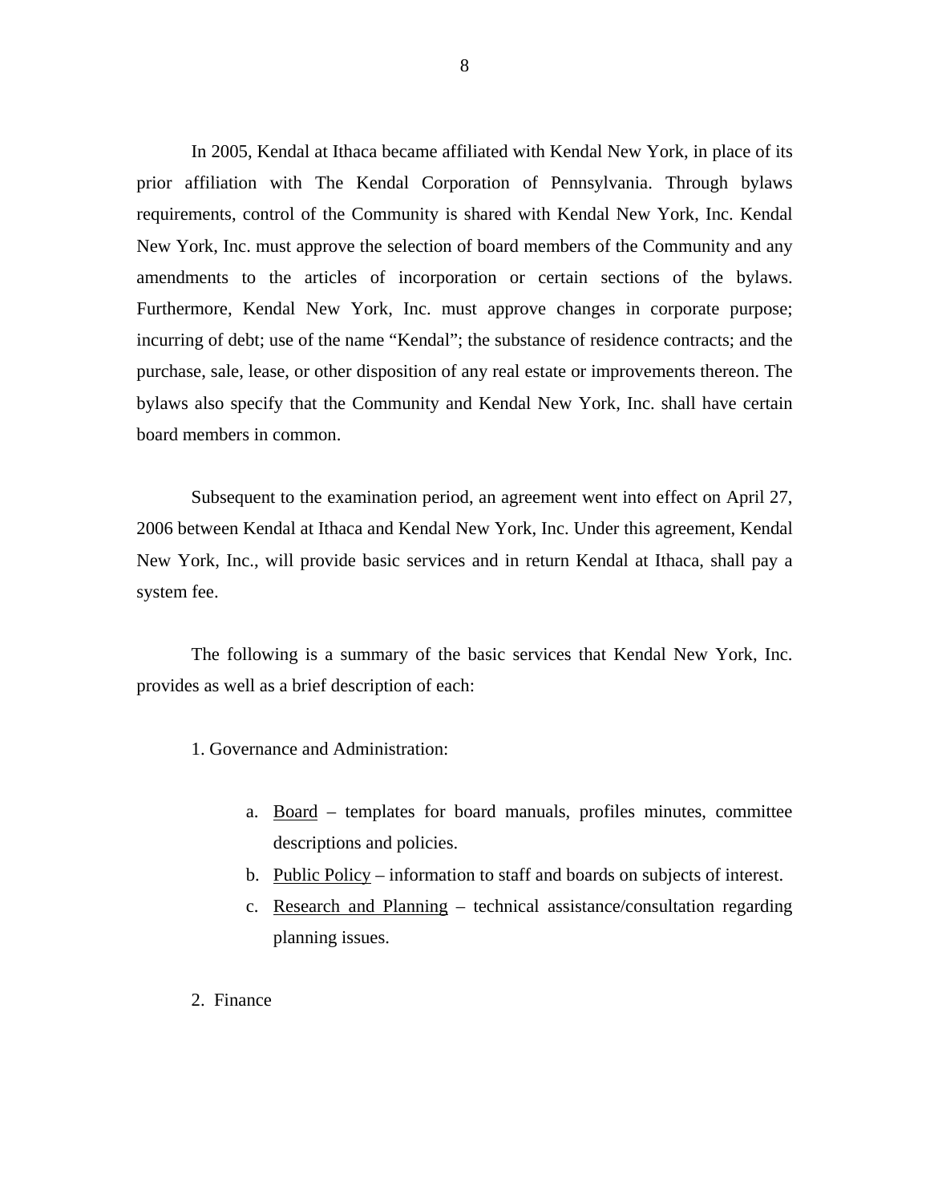In 2005, Kendal at Ithaca became affiliated with Kendal New York, in place of its prior affiliation with The Kendal Corporation of Pennsylvania. Through bylaws requirements, control of the Community is shared with Kendal New York, Inc. Kendal New York, Inc. must approve the selection of board members of the Community and any amendments to the articles of incorporation or certain sections of the bylaws. Furthermore, Kendal New York, Inc. must approve changes in corporate purpose; incurring of debt; use of the name "Kendal"; the substance of residence contracts; and the purchase, sale, lease, or other disposition of any real estate or improvements thereon. The bylaws also specify that the Community and Kendal New York, Inc. shall have certain board members in common.

Subsequent to the examination period, an agreement went into effect on April 27, 2006 between Kendal at Ithaca and Kendal New York, Inc. Under this agreement, Kendal New York, Inc., will provide basic services and in return Kendal at Ithaca, shall pay a system fee.

The following is a summary of the basic services that Kendal New York, Inc. provides as well as a brief description of each:

1. Governance and Administration:

   a. <u>Board</u> – templates for board manuals, profiles minutes, committee descriptions and policies.
   b. <u>Public Policy</u> – information to staff and boards on subjects of interest.
   c. <u>Research and Planning</u> – technical assistance/consultation regarding planning issues.

2. Finance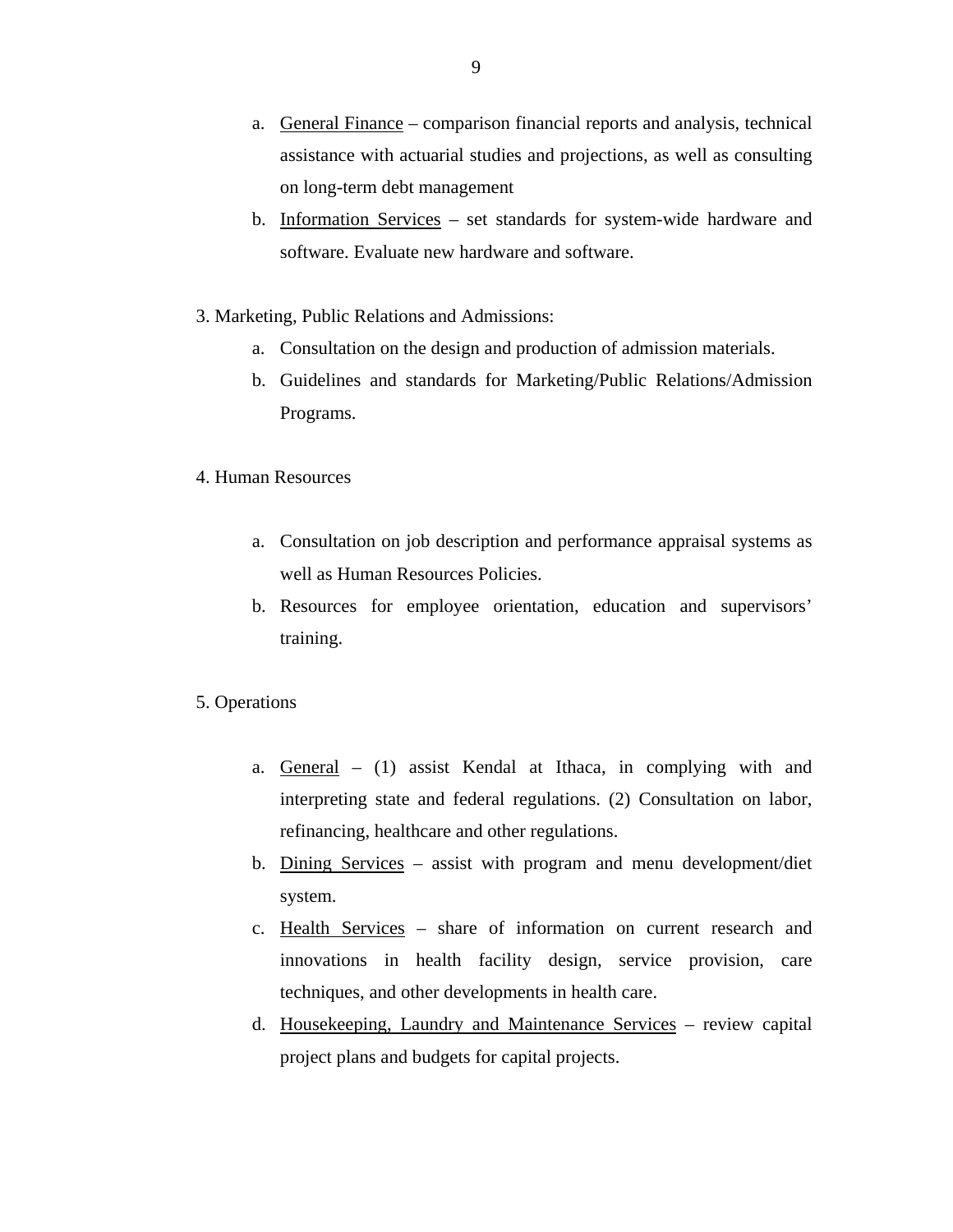a. <u>General Finance</u> – comparison financial reports and analysis, technical assistance with actuarial studies and projections, as well as consulting on long-term debt management

b. <u>Information Services</u> – set standards for system-wide hardware and software. Evaluate new hardware and software.

3. Marketing, Public Relations and Admissions:

    a. Consultation on the design and production of admission materials.

    b. Guidelines and standards for Marketing/Public Relations/Admission Programs.

4. Human Resources

    a. Consultation on job description and performance appraisal systems as well as Human Resources Policies.

    b. Resources for employee orientation, education and supervisors' training.

5. Operations

    a. <u>General</u> – (1) assist Kendal at Ithaca, in complying with and interpreting state and federal regulations. (2) Consultation on labor, refinancing, healthcare and other regulations.

    b. <u>Dining Services</u> – assist with program and menu development/diet system.

    c. <u>Health Services</u> – share of information on current research and innovations in health facility design, service provision, care techniques, and other developments in health care.

    d. <u>Housekeeping, Laundry and Maintenance Services</u> – review capital project plans and budgets for capital projects.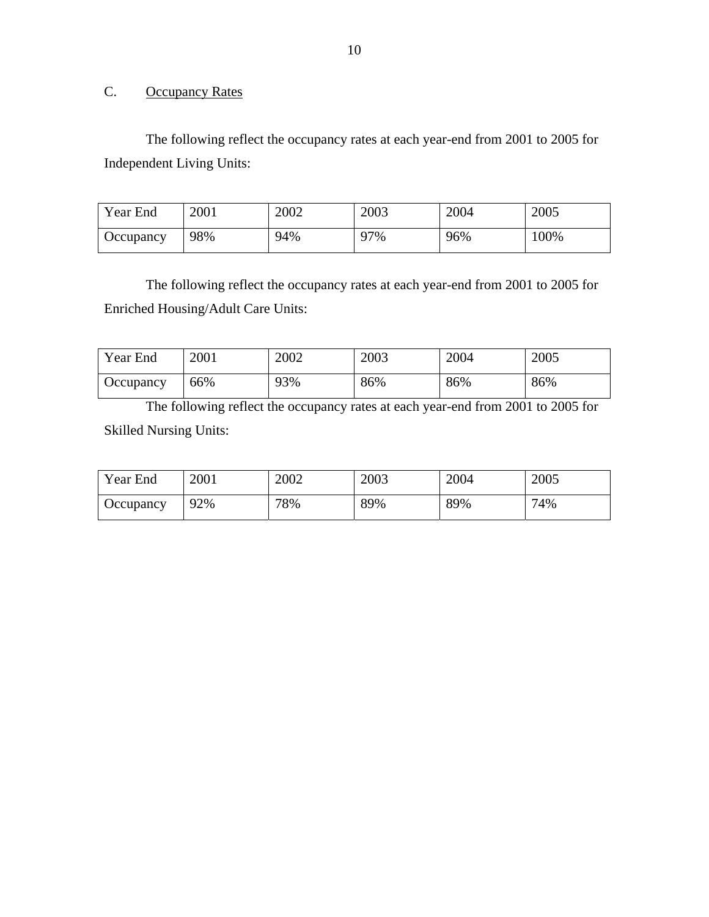## C. Occupancy Rates

The following reflect the occupancy rates at each year-end from 2001 to 2005 for Independent Living Units:

| Year End | 2001 | 2002 | 2003 | 2004 | 2005 |
|---|---|---|---|---|---|
| Occupancy | 98% | 94% | 97% | 96% | 100% |

The following reflect the occupancy rates at each year-end from 2001 to 2005 for Enriched Housing/Adult Care Units:

| Year End | 2001 | 2002 | 2003 | 2004 | 2005 |
|---|---|---|---|---|---|
| Occupancy | 66% | 93% | 86% | 86% | 86% |

The following reflect the occupancy rates at each year-end from 2001 to 2005 for Skilled Nursing Units:

| Year End | 2001 | 2002 | 2003 | 2004 | 2005 |
|---|---|---|---|---|---|
| Occupancy | 92% | 78% | 89% | 89% | 74% |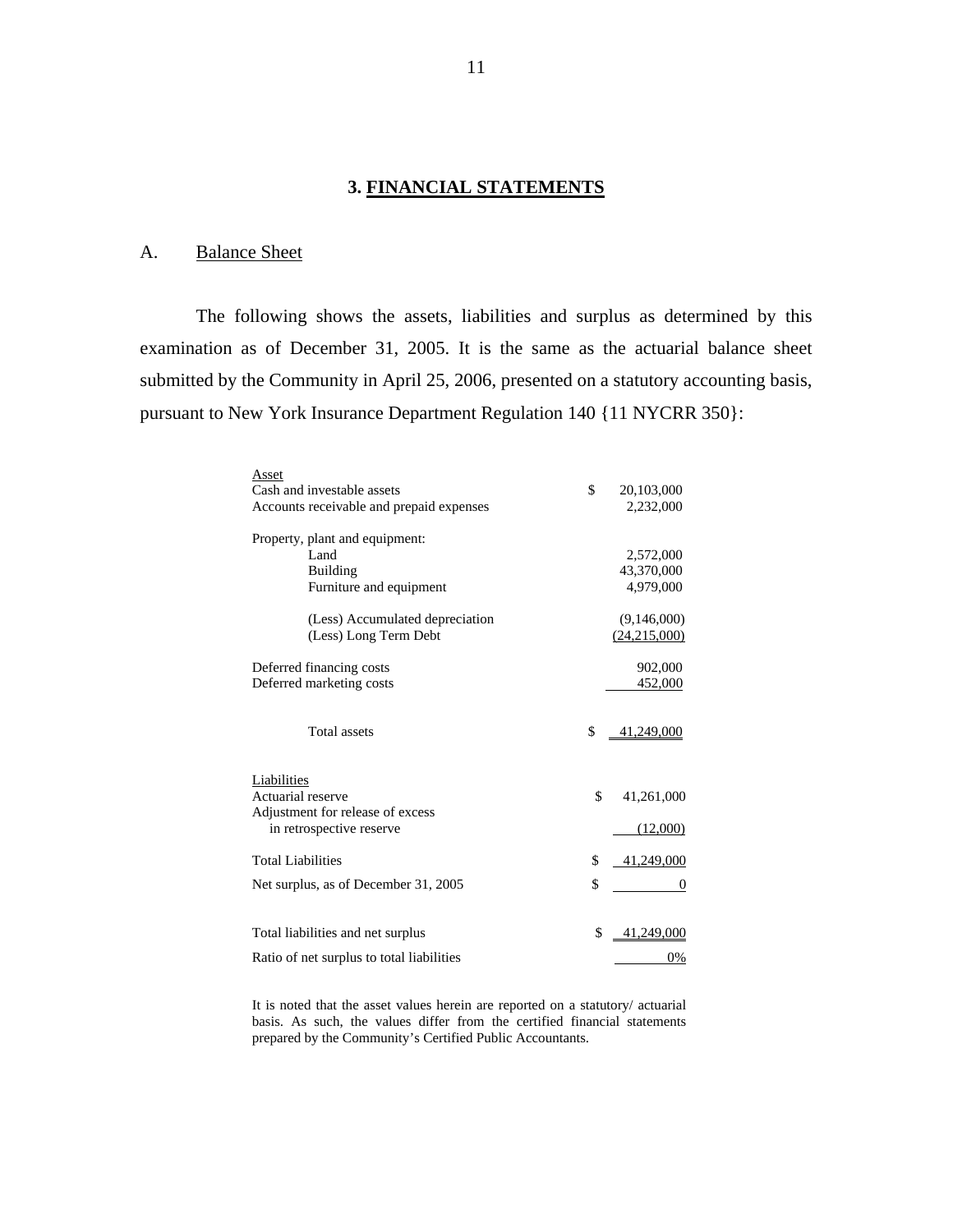## 3. FINANCIAL STATEMENTS

### A. Balance Sheet

The following shows the assets, liabilities and surplus as determined by this examination as of December 31, 2005. It is the same as the actuarial balance sheet submitted by the Community in April 25, 2006, presented on a statutory accounting basis, pursuant to New York Insurance Department Regulation 140 {11 NYCRR 350}:

| | | |
|---|---|---|
| Asset | | |
| Cash and investable assets | $ | 20,103,000 |
| Accounts receivable and prepaid expenses | | 2,232,000 |
| Property, plant and equipment: | | |
| Land | | 2,572,000 |
| Building | | 43,370,000 |
| Furniture and equipment | | 4,979,000 |
| (Less) Accumulated depreciation | | (9,146,000) |
| (Less) Long Term Debt | | (24,215,000) |
| Deferred financing costs | | 902,000 |
| Deferred marketing costs | | 452,000 |
| Total assets | $ | 41,249,000 |
| Liabilities | | |
| Actuarial reserve | $ | 41,261,000 |
| Adjustment for release of excess in retrospective reserve | | (12,000) |
| Total Liabilities | $ | 41,249,000 |
| Net surplus, as of December 31, 2005 | $ | 0 |
| Total liabilities and net surplus | $ | 41,249,000 |
| Ratio of net surplus to total liabilities | | 0% |

It is noted that the asset values herein are reported on a statutory/ actuarial basis. As such, the values differ from the certified financial statements prepared by the Community's Certified Public Accountants.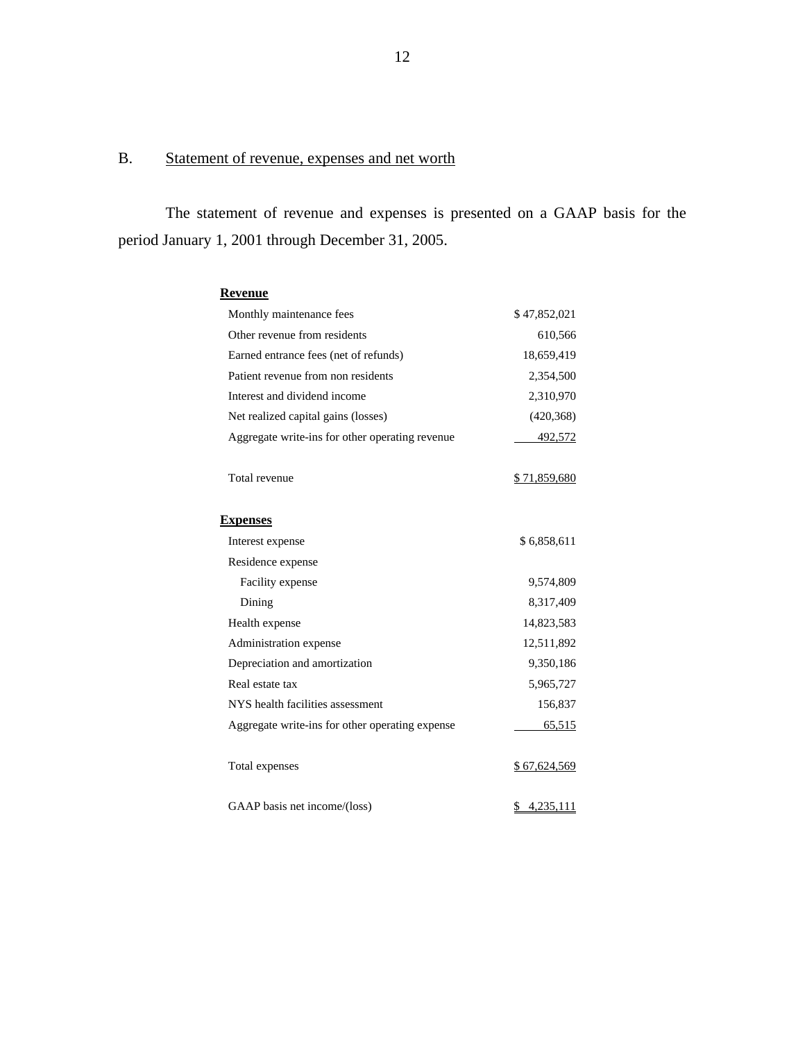## B. Statement of revenue, expenses and net worth

The statement of revenue and expenses is presented on a GAAP basis for the period January 1, 2001 through December 31, 2005.

| | |
|---|---|
| **Revenue** | |
| Monthly maintenance fees | $ 47,852,021 |
| Other revenue from residents | 610,566 |
| Earned entrance fees (net of refunds) | 18,659,419 |
| Patient revenue from non residents | 2,354,500 |
| Interest and dividend income | 2,310,970 |
| Net realized capital gains (losses) | (420,368) |
| Aggregate write-ins for other operating revenue | 492,572 |
| Total revenue | $ 71,859,680 |
| **Expenses** | |
| Interest expense | $ 6,858,611 |
| Residence expense | |
| Facility expense | 9,574,809 |
| Dining | 8,317,409 |
| Health expense | 14,823,583 |
| Administration expense | 12,511,892 |
| Depreciation and amortization | 9,350,186 |
| Real estate tax | 5,965,727 |
| NYS health facilities assessment | 156,837 |
| Aggregate write-ins for other operating expense | 65,515 |
| Total expenses | $ 67,624,569 |
| GAAP basis net income/(loss) | $ 4,235,111 |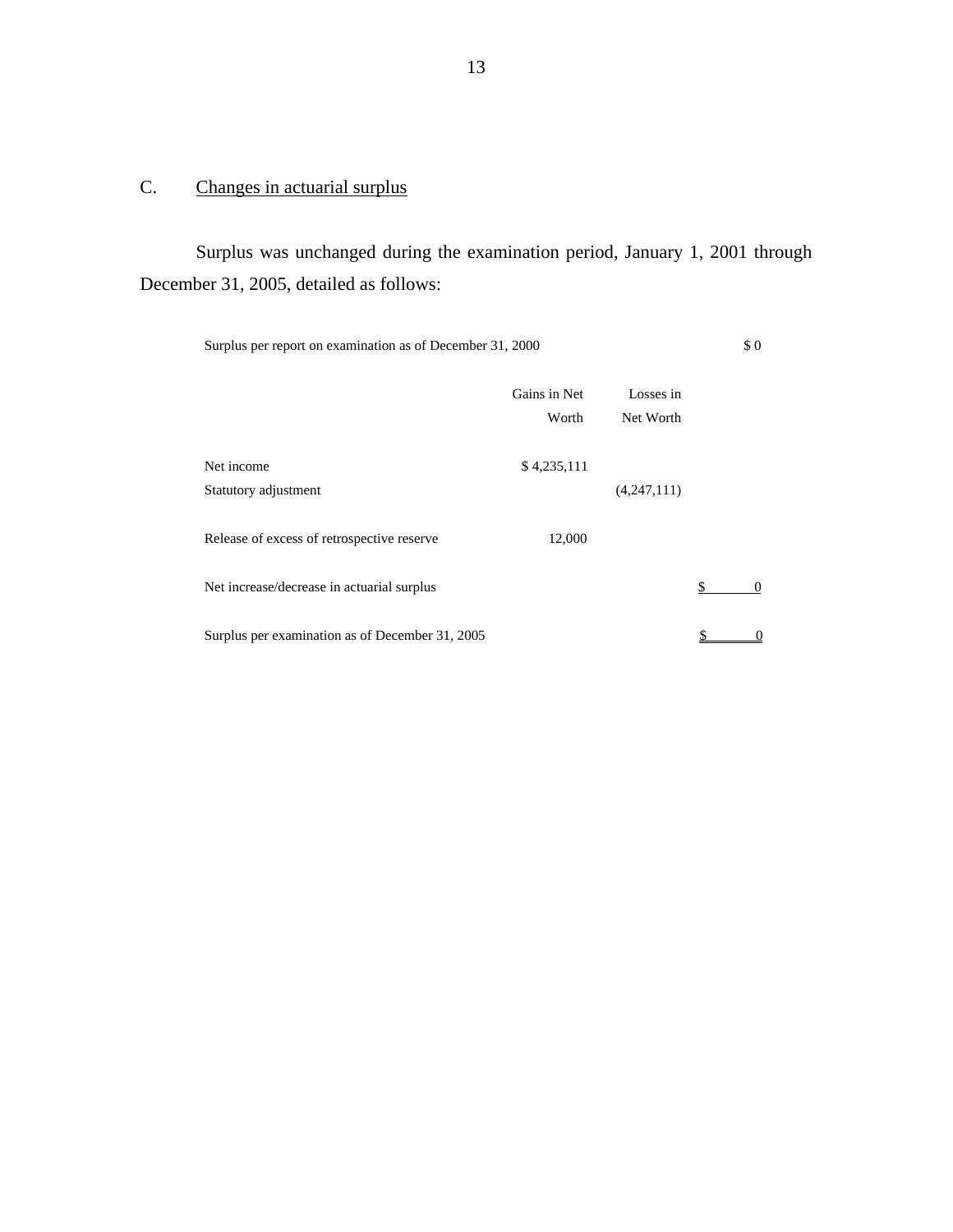## C. Changes in actuarial surplus

Surplus was unchanged during the examination period, January 1, 2001 through December 31, 2005, detailed as follows:

| | Gains in Net Worth | Losses in Net Worth | |
|---|---|---|---|
| Surplus per report on examination as of December 31, 2000 | | | $ 0 |
| Net income | $ 4,235,111 | | |
| Statutory adjustment | | (4,247,111) | |
| Release of excess of retrospective reserve | 12,000 | | |
| Net increase/decrease in actuarial surplus | | | $ 0 |
| Surplus per examination as of December 31, 2005 | | | $ 0 |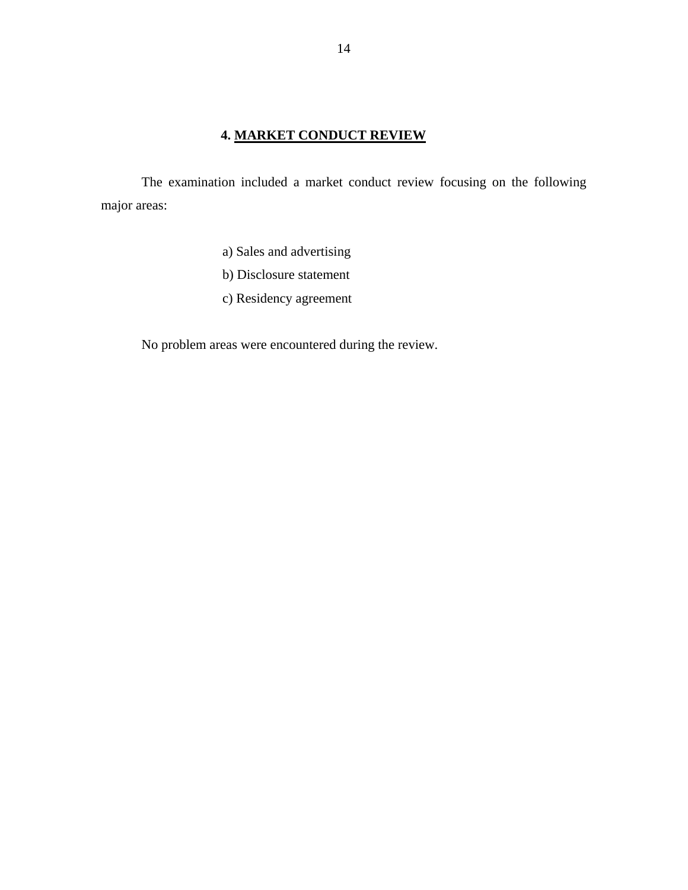## 4. MARKET CONDUCT REVIEW

The examination included a market conduct review focusing on the following major areas:

a) Sales and advertising
b) Disclosure statement
c) Residency agreement

No problem areas were encountered during the review.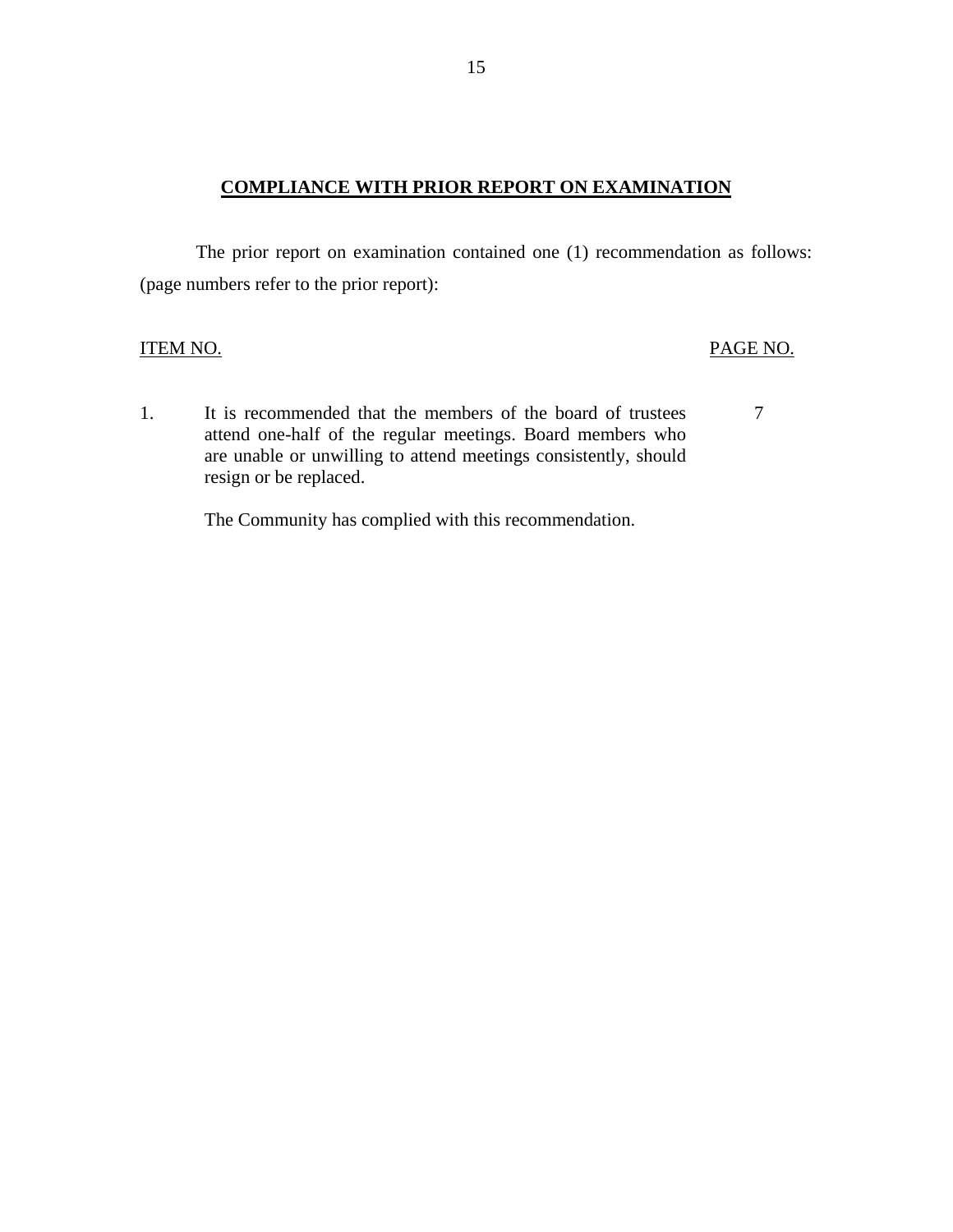## COMPLIANCE WITH PRIOR REPORT ON EXAMINATION

The prior report on examination contained one (1) recommendation as follows: (page numbers refer to the prior report):

| ITEM NO. | | PAGE NO. |
|---|---|---|
| 1. | It is recommended that the members of the board of trustees attend one-half of the regular meetings. Board members who are unable or unwilling to attend meetings consistently, should resign or be replaced.<br><br>The Community has complied with this recommendation. | 7 |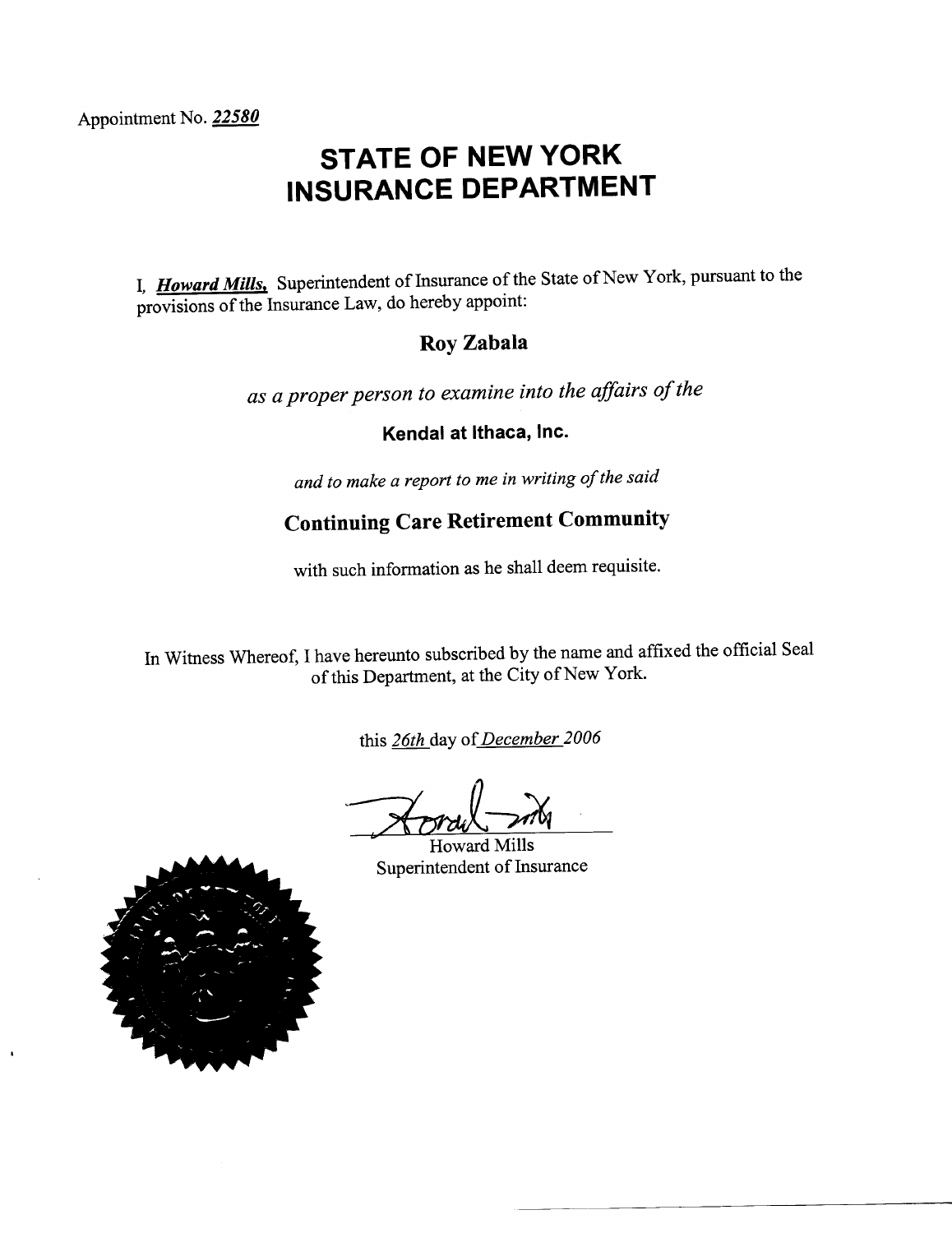Appointment No. *22580*

# STATE OF NEW YORK
# INSURANCE DEPARTMENT

I, ***Howard Mills,*** Superintendent of Insurance of the State of New York, pursuant to the provisions of the Insurance Law, do hereby appoint:

**Roy Zabala**

*as a proper person to examine into the affairs of the*

**Kendal at Ithaca, Inc.**

*and to make a report to me in writing of the said*

**Continuing Care Retirement Community**

with such information as he shall deem requisite.

In Witness Whereof, I have hereunto subscribed by the name and affixed the official Seal of this Department, at the City of New York.

this *26th* day of *December 2006*

Howard Mills
Superintendent of Insurance